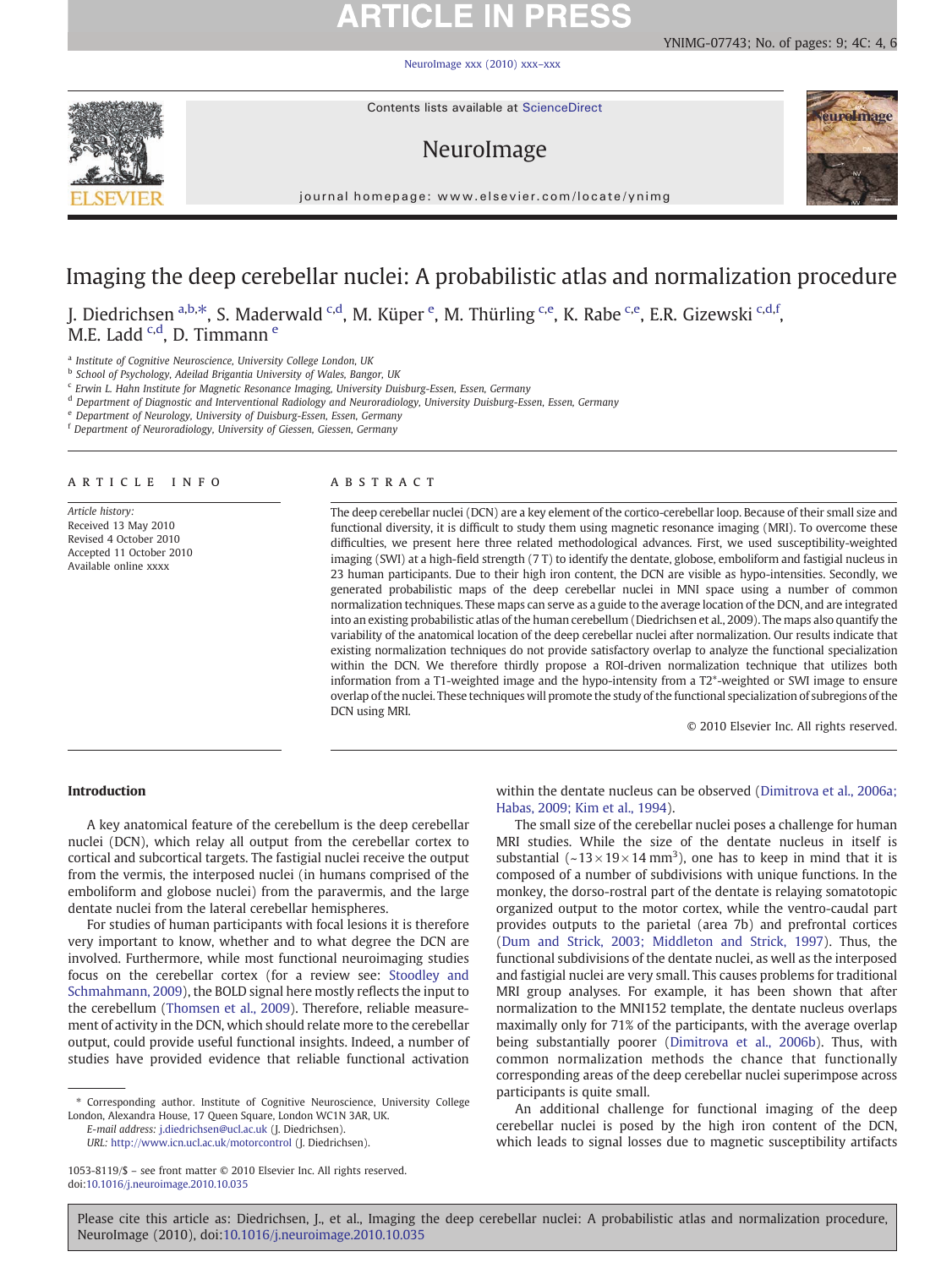# Imaging the deep cerebellar nuclei: A probabilistic atlas and normalization procedure

J. Diedrichsen [a,b,*], S. Maderwald [c,d], M. Küper [e], M. Thürling [c,e], K. Rabe [c,e], E.R. Gizewski [c,d,f], M.E. Ladd [c,d], D. Timmann [e]

[a] Institute of Cognitive Neuroscience, University College London, UK
[b] School of Psychology, Adeilad Brigantia University of Wales, Bangor, UK
[c] Erwin L. Hahn Institute for Magnetic Resonance Imaging, University Duisburg-Essen, Essen, Germany
[d] Department of Diagnostic and Interventional Radiology and Neuroradiology, University Duisburg-Essen, Essen, Germany
[e] Department of Neurology, University of Duisburg-Essen, Essen, Germany
[f] Department of Neuroradiology, University of Giessen, Giessen, Germany

## ARTICLE INFO

*Article history:*
Received 13 May 2010
Revised 4 October 2010
Accepted 11 October 2010
Available online xxxx

## ABSTRACT

The deep cerebellar nuclei (DCN) are a key element of the cortico-cerebellar loop. Because of their small size and functional diversity, it is difficult to study them using magnetic resonance imaging (MRI). To overcome these difficulties, we present here three related methodological advances. First, we used susceptibility-weighted imaging (SWI) at a high-field strength (7 T) to identify the dentate, globose, emboliform and fastigial nucleus in 23 human participants. Due to their high iron content, the DCN are visible as hypo-intensities. Secondly, we generated probabilistic maps of the deep cerebellar nuclei in MNI space using a number of common normalization techniques. These maps can serve as a guide to the average location of the DCN, and are integrated into an existing probabilistic atlas of the human cerebellum (Diedrichsen et al., 2009). The maps also quantify the variability of the anatomical location of the deep cerebellar nuclei after normalization. Our results indicate that existing normalization techniques do not provide satisfactory overlap to analyze the functional specialization within the DCN. We therefore thirdly propose a ROI-driven normalization technique that utilizes both information from a T1-weighted image and the hypo-intensity from a T2*-weighted or SWI image to ensure overlap of the nuclei. These techniques will promote the study of the functional specialization of subregions of the DCN using MRI.

© 2010 Elsevier Inc. All rights reserved.

## Introduction

A key anatomical feature of the cerebellum is the deep cerebellar nuclei (DCN), which relay all output from the cerebellar cortex to cortical and subcortical targets. The fastigial nuclei receive the output from the vermis, the interposed nuclei (in humans comprised of the emboliform and globose nuclei) from the paravermis, and the large dentate nuclei from the lateral cerebellar hemispheres.

For studies of human participants with focal lesions it is therefore very important to know, whether and to what degree the DCN are involved. Furthermore, while most functional neuroimaging studies focus on the cerebellar cortex (for a review see: Stoodley and Schmahmann, 2009), the BOLD signal here mostly reflects the input to the cerebellum (Thomsen et al., 2009). Therefore, reliable measurement of activity in the DCN, which should relate more to the cerebellar output, could provide useful functional insights. Indeed, a number of studies have provided evidence that reliable functional activation within the dentate nucleus can be observed (Dimitrova et al., 2006a; Habas, 2009; Kim et al., 1994).

The small size of the cerebellar nuclei poses a challenge for human MRI studies. While the size of the dentate nucleus in itself is substantial (~$13 \times 19 \times 14$ mm$^3$), one has to keep in mind that it is composed of a number of subdivisions with unique functions. In the monkey, the dorso-rostral part of the dentate is relaying somatotopic organized output to the motor cortex, while the ventro-caudal part provides outputs to the parietal (area 7b) and prefrontal cortices (Dum and Strick, 2003; Middleton and Strick, 1997). Thus, the functional subdivisions of the dentate nuclei, as well as the interposed and fastigial nuclei are very small. This causes problems for traditional MRI group analyses. For example, it has been shown that after normalization to the MNI152 template, the dentate nucleus overlaps maximally only for 71% of the participants, with the average overlap being substantially poorer (Dimitrova et al., 2006b). Thus, with common normalization methods the chance that functionally corresponding areas of the deep cerebellar nuclei superimpose across participants is quite small.

An additional challenge for functional imaging of the deep cerebellar nuclei is posed by the high iron content of the DCN, which leads to signal losses due to magnetic susceptibility artifacts

---

\* Corresponding author. Institute of Cognitive Neuroscience, University College London, Alexandra House, 17 Queen Square, London WC1N 3AR, UK.
*E-mail address:* j.diedrichsen@ucl.ac.uk (J. Diedrichsen).
*URL:* http://www.icn.ucl.ac.uk/motorcontrol (J. Diedrichsen).

1053-8119/$ – see front matter © 2010 Elsevier Inc. All rights reserved.
doi:10.1016/j.neuroimage.2010.10.035

Please cite this article as: Diedrichsen, J., et al., Imaging the deep cerebellar nuclei: A probabilistic atlas and normalization procedure, NeuroImage (2010), doi:10.1016/j.neuroimage.2010.10.035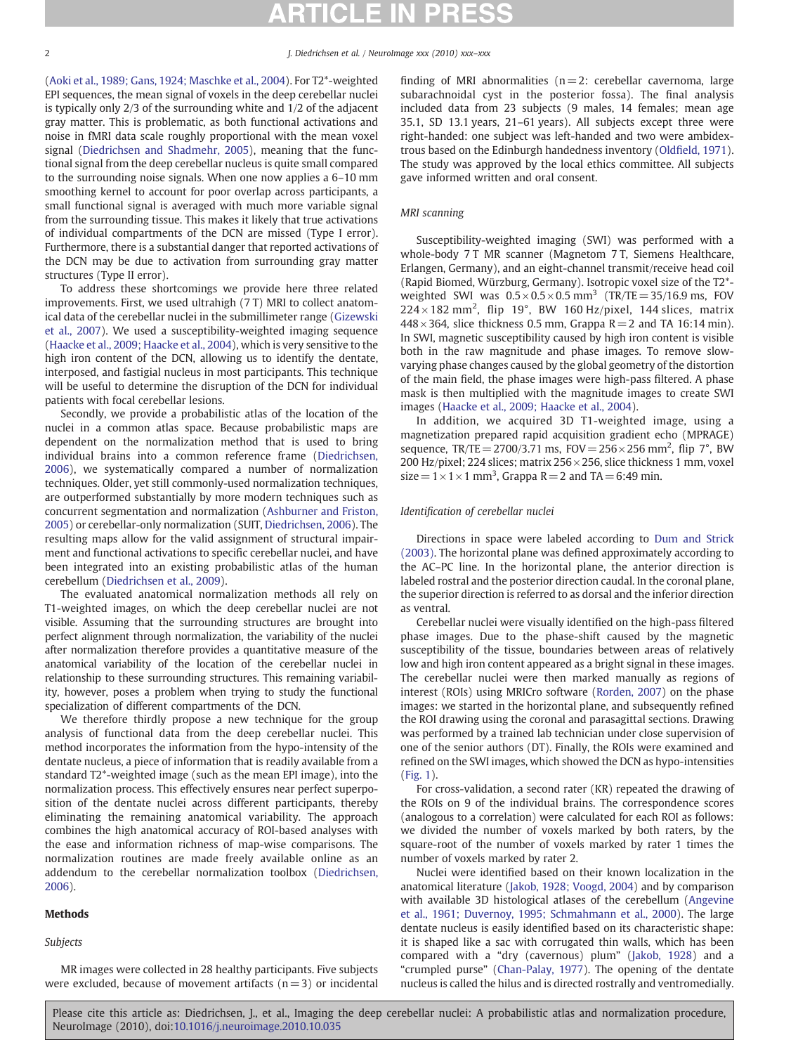(Aoki et al., 1989; Gans, 1924; Maschke et al., 2004). For T2*-weighted EPI sequences, the mean signal of voxels in the deep cerebellar nuclei is typically only 2/3 of the surrounding white and 1/2 of the adjacent gray matter. This is problematic, as both functional activations and noise in fMRI data scale roughly proportional with the mean voxel signal (Diedrichsen and Shadmehr, 2005), meaning that the functional signal from the deep cerebellar nucleus is quite small compared to the surrounding noise signals. When one now applies a 6–10 mm smoothing kernel to account for poor overlap across participants, a small functional signal is averaged with much more variable signal from the surrounding tissue. This makes it likely that true activations of individual compartments of the DCN are missed (Type I error). Furthermore, there is a substantial danger that reported activations of the DCN may be due to activation from surrounding gray matter structures (Type II error).

To address these shortcomings we provide here three related improvements. First, we used ultrahigh (7 T) MRI to collect anatomical data of the cerebellar nuclei in the submillimeter range (Gizewski et al., 2007). We used a susceptibility-weighted imaging sequence (Haacke et al., 2009; Haacke et al., 2004), which is very sensitive to the high iron content of the DCN, allowing us to identify the dentate, interposed, and fastigial nucleus in most participants. This technique will be useful to determine the disruption of the DCN for individual patients with focal cerebellar lesions.

Secondly, we provide a probabilistic atlas of the location of the nuclei in a common atlas space. Because probabilistic maps are dependent on the normalization method that is used to bring individual brains into a common reference frame (Diedrichsen, 2006), we systematically compared a number of normalization techniques. Older, yet still commonly-used normalization techniques, are outperformed substantially by more modern techniques such as concurrent segmentation and normalization (Ashburner and Friston, 2005) or cerebellar-only normalization (SUIT, Diedrichsen, 2006). The resulting maps allow for the valid assignment of structural impairment and functional activations to specific cerebellar nuclei, and have been integrated into an existing probabilistic atlas of the human cerebellum (Diedrichsen et al., 2009).

The evaluated anatomical normalization methods all rely on T1-weighted images, on which the deep cerebellar nuclei are not visible. Assuming that the surrounding structures are brought into perfect alignment through normalization, the variability of the nuclei after normalization therefore provides a quantitative measure of the anatomical variability of the location of the cerebellar nuclei in relationship to these surrounding structures. This remaining variability, however, poses a problem when trying to study the functional specialization of different compartments of the DCN.

We therefore thirdly propose a new technique for the group analysis of functional data from the deep cerebellar nuclei. This method incorporates the information from the hypo-intensity of the dentate nucleus, a piece of information that is readily available from a standard T2*-weighted image (such as the mean EPI image), into the normalization process. This effectively ensures near perfect superposition of the dentate nuclei across different participants, thereby eliminating the remaining anatomical variability. The approach combines the high anatomical accuracy of ROI-based analyses with the ease and information richness of map-wise comparisons. The normalization routines are made freely available online as an addendum to the cerebellar normalization toolbox (Diedrichsen, 2006).

## Methods

### Subjects

MR images were collected in 28 healthy participants. Five subjects were excluded, because of movement artifacts ($n = 3$) or incidental finding of MRI abnormalities ($n = 2$: cerebellar cavernoma, large subarachnoidal cyst in the posterior fossa). The final analysis included data from 23 subjects (9 males, 14 females; mean age 35.1, SD 13.1 years, 21–61 years). All subjects except three were right-handed: one subject was left-handed and two were ambidextrous based on the Edinburgh handedness inventory (Oldfield, 1971). The study was approved by the local ethics committee. All subjects gave informed written and oral consent.

### MRI scanning

Susceptibility-weighted imaging (SWI) was performed with a whole-body 7 T MR scanner (Magnetom 7 T, Siemens Healthcare, Erlangen, Germany), and an eight-channel transmit/receive head coil (Rapid Biomed, Würzburg, Germany). Isotropic voxel size of the T2*-weighted SWI was $0.5 \times 0.5 \times 0.5$ mm$^3$ (TR/TE = 35/16.9 ms, FOV $224 \times 182$ mm$^2$, flip 19°, BW 160 Hz/pixel, 144 slices, matrix $448 \times 364$, slice thickness 0.5 mm, Grappa R = 2 and TA 16:14 min). In SWI, magnetic susceptibility caused by high iron content is visible both in the raw magnitude and phase images. To remove slow-varying phase changes caused by the global geometry of the distortion of the main field, the phase images were high-pass filtered. A phase mask is then multiplied with the magnitude images to create SWI images (Haacke et al., 2009; Haacke et al., 2004).

In addition, we acquired 3D T1-weighted image, using a magnetization prepared rapid acquisition gradient echo (MPRAGE) sequence, TR/TE = 2700/3.71 ms, FOV = $256 \times 256$ mm$^2$, flip 7°, BW 200 Hz/pixel; 224 slices; matrix $256 \times 256$, slice thickness 1 mm, voxel size = $1 \times 1 \times 1$ mm$^3$, Grappa R = 2 and TA = 6:49 min.

### Identification of cerebellar nuclei

Directions in space were labeled according to Dum and Strick (2003). The horizontal plane was defined approximately according to the AC–PC line. In the horizontal plane, the anterior direction is labeled rostral and the posterior direction caudal. In the coronal plane, the superior direction is referred to as dorsal and the inferior direction as ventral.

Cerebellar nuclei were visually identified on the high-pass filtered phase images. Due to the phase-shift caused by the magnetic susceptibility of the tissue, boundaries between areas of relatively low and high iron content appeared as a bright signal in these images. The cerebellar nuclei were then marked manually as regions of interest (ROIs) using MRICro software (Rorden, 2007) on the phase images: we started in the horizontal plane, and subsequently refined the ROI drawing using the coronal and parasagittal sections. Drawing was performed by a trained lab technician under close supervision of one of the senior authors (DT). Finally, the ROIs were examined and refined on the SWI images, which showed the DCN as hypo-intensities (Fig. 1).

For cross-validation, a second rater (KR) repeated the drawing of the ROIs on 9 of the individual brains. The correspondence scores (analogous to a correlation) were calculated for each ROI as follows: we divided the number of voxels marked by both raters, by the square-root of the number of voxels marked by rater 1 times the number of voxels marked by rater 2.

Nuclei were identified based on their known localization in the anatomical literature (Jakob, 1928; Voogd, 2004) and by comparison with available 3D histological atlases of the cerebellum (Angevine et al., 1961; Duvernoy, 1995; Schmahmann et al., 2000). The large dentate nucleus is easily identified based on its characteristic shape: it is shaped like a sac with corrugated thin walls, which has been compared with a "dry (cavernous) plum" (Jakob, 1928) and a "crumpled purse" (Chan-Palay, 1977). The opening of the dentate nucleus is called the hilus and is directed rostrally and ventromedially.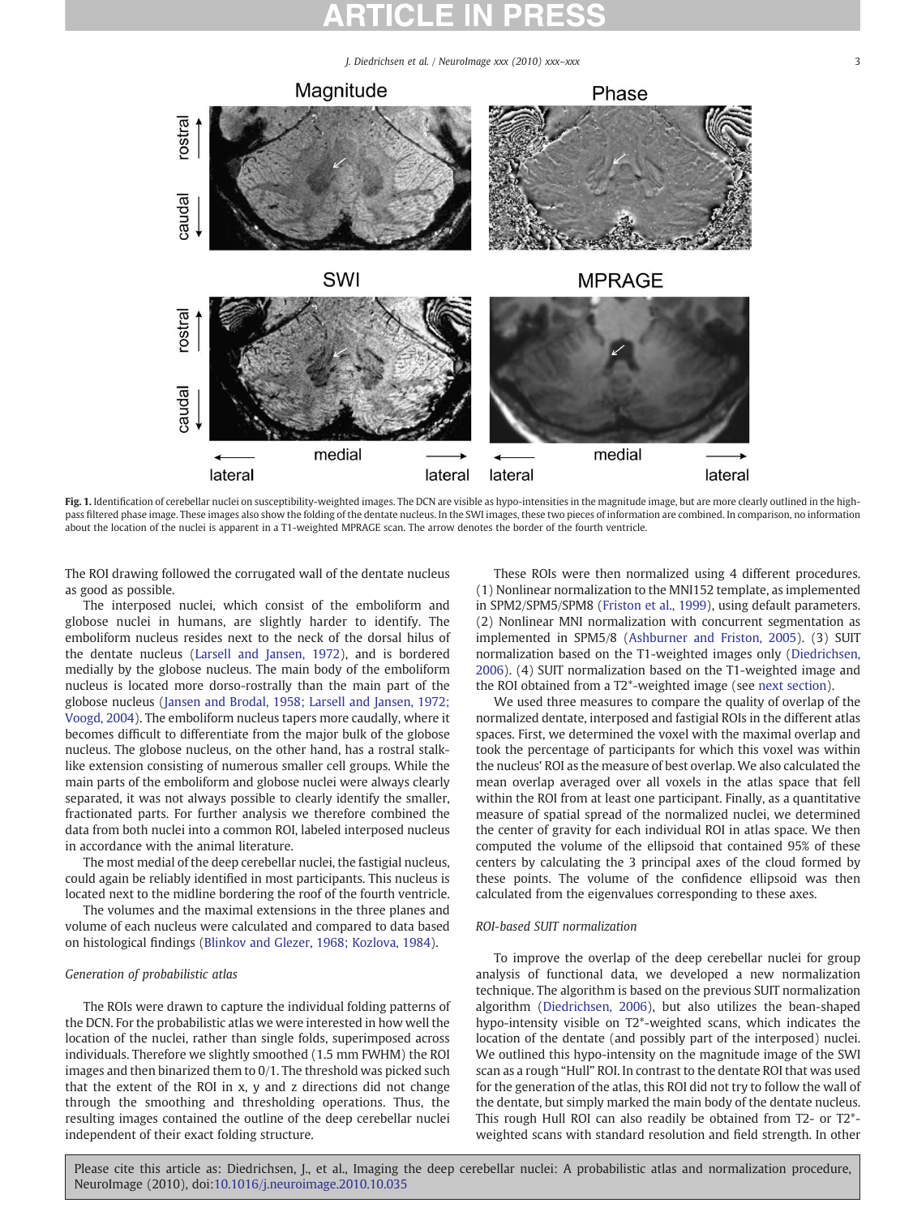Fig. 1. Identification of cerebellar nuclei on susceptibility-weighted images. The DCN are visible as hypo-intensities in the magnitude image, but are more clearly outlined in the high-pass filtered phase image. These images also show the folding of the dentate nucleus. In the SWI images, these two pieces of information are combined. In comparison, no information about the location of the nuclei is apparent in a T1-weighted MPRAGE scan. The arrow denotes the border of the fourth ventricle.

The ROI drawing followed the corrugated wall of the dentate nucleus as good as possible.

The interposed nuclei, which consist of the emboliform and globose nuclei in humans, are slightly harder to identify. The emboliform nucleus resides next to the neck of the dorsal hilus of the dentate nucleus (Larsell and Jansen, 1972), and is bordered medially by the globose nucleus. The main body of the emboliform nucleus is located more dorso-rostrally than the main part of the globose nucleus (Jansen and Brodal, 1958; Larsell and Jansen, 1972; Voogd, 2004). The emboliform nucleus tapers more caudally, where it becomes difficult to differentiate from the major bulk of the globose nucleus. The globose nucleus, on the other hand, has a rostral stalk-like extension consisting of numerous smaller cell groups. While the main parts of the emboliform and globose nuclei were always clearly separated, it was not always possible to clearly identify the smaller, fractionated parts. For further analysis we therefore combined the data from both nuclei into a common ROI, labeled interposed nucleus in accordance with the animal literature.

The most medial of the deep cerebellar nuclei, the fastigial nucleus, could again be reliably identified in most participants. This nucleus is located next to the midline bordering the roof of the fourth ventricle.

The volumes and the maximal extensions in the three planes and volume of each nucleus were calculated and compared to data based on histological findings (Blinkov and Glezer, 1968; Kozlova, 1984).

### *Generation of probabilistic atlas*

The ROIs were drawn to capture the individual folding patterns of the DCN. For the probabilistic atlas we were interested in how well the location of the nuclei, rather than single folds, superimposed across individuals. Therefore we slightly smoothed (1.5 mm FWHM) the ROI images and then binarized them to 0/1. The threshold was picked such that the extent of the ROI in x, y and z directions did not change through the smoothing and thresholding operations. Thus, the resulting images contained the outline of the deep cerebellar nuclei independent of their exact folding structure.

These ROIs were then normalized using 4 different procedures. (1) Nonlinear normalization to the MNI152 template, as implemented in SPM2/SPM5/SPM8 (Friston et al., 1999), using default parameters. (2) Nonlinear MNI normalization with concurrent segmentation as implemented in SPM5/8 (Ashburner and Friston, 2005). (3) SUIT normalization based on the T1-weighted images only (Diedrichsen, 2006). (4) SUIT normalization based on the T1-weighted image and the ROI obtained from a T2*-weighted image (see next section).

We used three measures to compare the quality of overlap of the normalized dentate, interposed and fastigial ROIs in the different atlas spaces. First, we determined the voxel with the maximal overlap and took the percentage of participants for which this voxel was within the nucleus' ROI as the measure of best overlap. We also calculated the mean overlap averaged over all voxels in the atlas space that fell within the ROI from at least one participant. Finally, as a quantitative measure of spatial spread of the normalized nuclei, we determined the center of gravity for each individual ROI in atlas space. We then computed the volume of the ellipsoid that contained 95% of these centers by calculating the 3 principal axes of the cloud formed by these points. The volume of the confidence ellipsoid was then calculated from the eigenvalues corresponding to these axes.

### *ROI-based SUIT normalization*

To improve the overlap of the deep cerebellar nuclei for group analysis of functional data, we developed a new normalization technique. The algorithm is based on the previous SUIT normalization algorithm (Diedrichsen, 2006), but also utilizes the bean-shaped hypo-intensity visible on T2*-weighted scans, which indicates the location of the dentate (and possibly part of the interposed) nuclei. We outlined this hypo-intensity on the magnitude image of the SWI scan as a rough "Hull" ROI. In contrast to the dentate ROI that was used for the generation of the atlas, this ROI did not try to follow the wall of the dentate, but simply marked the main body of the dentate nucleus. This rough Hull ROI can also readily be obtained from T2- or T2*-weighted scans with standard resolution and field strength. In other

Please cite this article as: Diedrichsen, J., et al., Imaging the deep cerebellar nuclei: A probabilistic atlas and normalization procedure, NeuroImage (2010), doi:10.1016/j.neuroimage.2010.10.035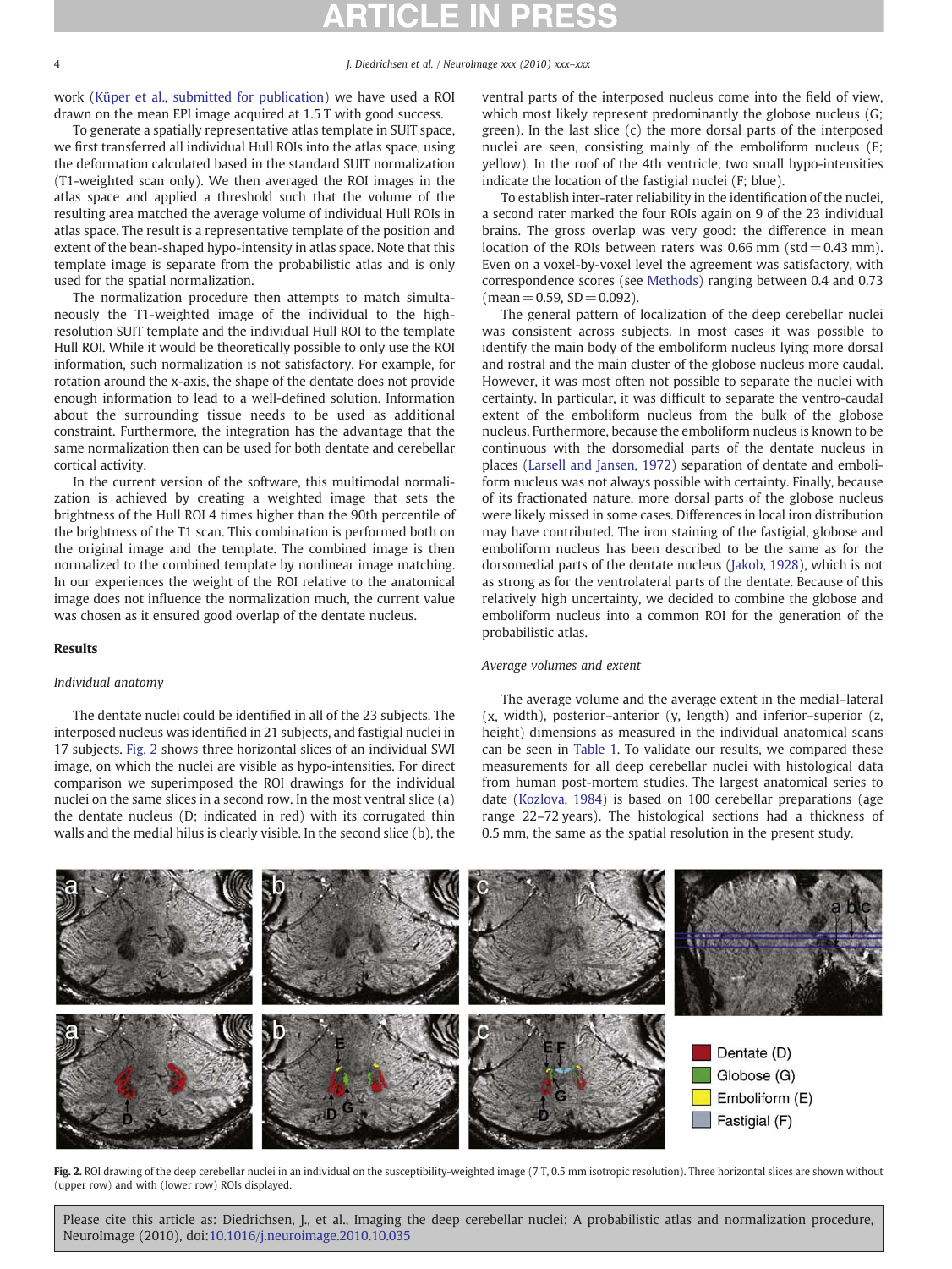work (Küper et al., submitted for publication) we have used a ROI drawn on the mean EPI image acquired at 1.5 T with good success.

To generate a spatially representative atlas template in SUIT space, we first transferred all individual Hull ROIs into the atlas space, using the deformation calculated based in the standard SUIT normalization (T1-weighted scan only). We then averaged the ROI images in the atlas space and applied a threshold such that the volume of the resulting area matched the average volume of individual Hull ROIs in atlas space. The result is a representative template of the position and extent of the bean-shaped hypo-intensity in atlas space. Note that this template image is separate from the probabilistic atlas and is only used for the spatial normalization.

The normalization procedure then attempts to match simultaneously the T1-weighted image of the individual to the high-resolution SUIT template and the individual Hull ROI to the template Hull ROI. While it would be theoretically possible to only use the ROI information, such normalization is not satisfactory. For example, for rotation around the x-axis, the shape of the dentate does not provide enough information to lead to a well-defined solution. Information about the surrounding tissue needs to be used as additional constraint. Furthermore, the integration has the advantage that the same normalization then can be used for both dentate and cerebellar cortical activity.

In the current version of the software, this multimodal normalization is achieved by creating a weighted image that sets the brightness of the Hull ROI 4 times higher than the 90th percentile of the brightness of the T1 scan. This combination is performed both on the original image and the template. The combined image is then normalized to the combined template by nonlinear image matching. In our experiences the weight of the ROI relative to the anatomical image does not influence the normalization much, the current value was chosen as it ensured good overlap of the dentate nucleus.

## Results

### *Individual anatomy*

The dentate nuclei could be identified in all of the 23 subjects. The interposed nucleus was identified in 21 subjects, and fastigial nuclei in 17 subjects. Fig. 2 shows three horizontal slices of an individual SWI image, on which the nuclei are visible as hypo-intensities. For direct comparison we superimposed the ROI drawings for the individual nuclei on the same slices in a second row. In the most ventral slice (a) the dentate nucleus (D; indicated in red) with its corrugated thin walls and the medial hilus is clearly visible. In the second slice (b), the ventral parts of the interposed nucleus come into the field of view, which most likely represent predominantly the globose nucleus (G; green). In the last slice (c) the more dorsal parts of the interposed nuclei are seen, consisting mainly of the emboliform nucleus (E; yellow). In the roof of the 4th ventricle, two small hypo-intensities indicate the location of the fastigial nuclei (F; blue).

To establish inter-rater reliability in the identification of the nuclei, a second rater marked the four ROIs again on 9 of the 23 individual brains. The gross overlap was very good: the difference in mean location of the ROIs between raters was 0.66 mm (std = 0.43 mm). Even on a voxel-by-voxel level the agreement was satisfactory, with correspondence scores (see Methods) ranging between 0.4 and 0.73 (mean = 0.59, SD = 0.092).

The general pattern of localization of the deep cerebellar nuclei was consistent across subjects. In most cases it was possible to identify the main body of the emboliform nucleus lying more dorsal and rostral and the main cluster of the globose nucleus more caudal. However, it was most often not possible to separate the nuclei with certainty. In particular, it was difficult to separate the ventro-caudal extent of the emboliform nucleus from the bulk of the globose nucleus. Furthermore, because the emboliform nucleus is known to be continuous with the dorsomedial parts of the dentate nucleus in places (Larsell and Jansen, 1972) separation of dentate and emboliform nucleus was not always possible with certainty. Finally, because of its fractionated nature, more dorsal parts of the globose nucleus were likely missed in some cases. Differences in local iron distribution may have contributed. The iron staining of the fastigial, globose and emboliform nucleus has been described to be the same as for the dorsomedial parts of the dentate nucleus (Jakob, 1928), which is not as strong as for the ventrolateral parts of the dentate. Because of this relatively high uncertainty, we decided to combine the globose and emboliform nucleus into a common ROI for the generation of the probabilistic atlas.

### *Average volumes and extent*

The average volume and the average extent in the medial–lateral (x, width), posterior–anterior (y, length) and inferior–superior (z, height) dimensions as measured in the individual anatomical scans can be seen in Table 1. To validate our results, we compared these measurements for all deep cerebellar nuclei with histological data from human post-mortem studies. The largest anatomical series to date (Kozlova, 1984) is based on 100 cerebellar preparations (age range 22–72 years). The histological sections had a thickness of 0.5 mm, the same as the spatial resolution in the present study.

**Fig. 2.** ROI drawing of the deep cerebellar nuclei in an individual on the susceptibility-weighted image (7 T, 0.5 mm isotropic resolution). Three horizontal slices are shown without (upper row) and with (lower row) ROIs displayed.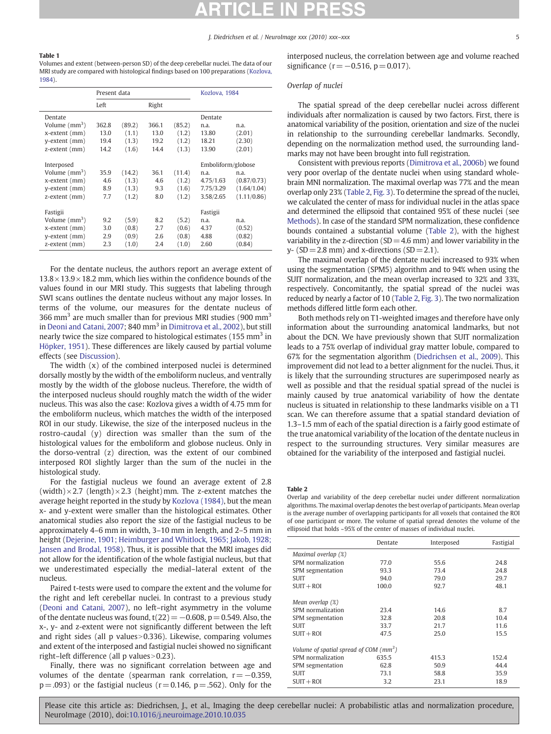**Table 1**
Volumes and extent (between-person SD) of the deep cerebellar nuclei. The data of our MRI study are compared with histological findings based on 100 preparations (Kozlova, 1984).

| | Present data | | | | Kozlova, 1984 | |
|---|---|---|---|---|---|---|
| | Left | | Right | | | |
| Dentate | | | | | Dentate | |
| Volume (mm$^3$) | 362.8 | (89.2) | 366.1 | (85.2) | n.a. | n.a. |
| x-extent (mm) | 13.0 | (1.1) | 13.0 | (1.2) | 13.80 | (2.01) |
| y-extent (mm) | 19.4 | (1.3) | 19.2 | (1.2) | 18.21 | (2.30) |
| z-extent (mm) | 14.2 | (1.6) | 14.4 | (1.3) | 13.90 | (2.01) |
| Interposed | | | | | Emboliform/globose | |
| Volume (mm$^3$) | 35.9 | (14.2) | 36.1 | (11.4) | n.a. | n.a. |
| x-extent (mm) | 4.6 | (1.3) | 4.6 | (1.2) | 4.75/1.63 | (0.87/0.73) |
| y-extent (mm) | 8.9 | (1.3) | 9.3 | (1.6) | 7.75/3.29 | (1.64/1.04) |
| z-extent (mm) | 7.7 | (1.2) | 8.0 | (1.2) | 3.58/2.65 | (1.11/0.86) |
| Fastigii | | | | | Fastigii | |
| Volume (mm$^3$) | 9.2 | (5.9) | 8.2 | (5.2) | n.a. | n.a. |
| x-extent (mm) | 3.0 | (0.8) | 2.7 | (0.6) | 4.37 | (0.52) |
| y-extent (mm) | 2.9 | (0.9) | 2.6 | (0.8) | 4.88 | (0.82) |
| z-extent (mm) | 2.3 | (1.0) | 2.4 | (1.0) | 2.60 | (0.84) |

For the dentate nucleus, the authors report an average extent of 13.8 × 13.9 × 18.2 mm, which lies within the confidence bounds of the values found in our MRI study. This suggests that labeling through SWI scans outlines the dentate nucleus without any major losses. In terms of the volume, our measures for the dentate nucleus of 366 mm$^3$ are much smaller than for previous MRI studies (900 mm$^3$ in Deoni and Catani, 2007; 840 mm$^3$ in Dimitrova et al., 2002), but still nearly twice the size compared to histological estimates (155 mm$^3$ in Höpker, 1951). These differences are likely caused by partial volume effects (see Discussion).

The width (x) of the combined interposed nuclei is determined dorsally mostly by the width of the emboliform nucleus, and ventrally mostly by the width of the globose nucleus. Therefore, the width of the interposed nucleus should roughly match the width of the wider nucleus. This was also the case: Kozlova gives a width of 4.75 mm for the emboliform nucleus, which matches the width of the interposed ROI in our study. Likewise, the size of the interposed nucleus in the rostro-caudal (y) direction was smaller than the sum of the histological values for the emboliform and globose nucleus. Only in the dorso-ventral (z) direction, was the extent of our combined interposed ROI slightly larger than the sum of the nuclei in the histological study.

For the fastigial nucleus we found an average extent of 2.8 (width) × 2.7 (length) × 2.3 (height) mm. The z-extent matches the average height reported in the study by Kozlova (1984), but the mean x- and y-extent were smaller than the histological estimates. Other anatomical studies also report the size of the fastigial nucleus to be approximately 4–6 mm in width, 3–10 mm in length, and 2–5 mm in height (Dejerine, 1901; Heimburger and Whitlock, 1965; Jakob, 1928; Jansen and Brodal, 1958). Thus, it is possible that the MRI images did not allow for the identification of the whole fastigial nucleus, but that we underestimated especially the medial–lateral extent of the nucleus.

Paired t-tests were used to compare the extent and the volume for the right and left cerebellar nuclei. In contrast to a previous study (Deoni and Catani, 2007), no left–right asymmetry in the volume of the dentate nucleus was found, $t(22) = -0.608$, $p = 0.549$. Also, the x-, y- and z-extent were not significantly different between the left and right sides (all p values > 0.336). Likewise, comparing volumes and extent of the interposed and fastigial nuclei showed no significant right–left difference (all p values > 0.23).

Finally, there was no significant correlation between age and volumes of the dentate (spearman rank correlation, $r = -0.359$, $p = .093$) or the fastigial nucleus ($r = 0.146$, $p = .562$). Only for the interposed nucleus, the correlation between age and volume reached significance ($r = -0.516$, $p = 0.017$).

### Overlap of nuclei

The spatial spread of the deep cerebellar nuclei across different individuals after normalization is caused by two factors. First, there is anatomical variability of the position, orientation and size of the nuclei in relationship to the surrounding cerebellar landmarks. Secondly, depending on the normalization method used, the surrounding landmarks may not have been brought into full registration.

Consistent with previous reports (Dimitrova et al., 2006b) we found very poor overlap of the dentate nuclei when using standard whole-brain MNI normalization. The maximal overlap was 77% and the mean overlap only 23% (Table 2, Fig. 3). To determine the spread of the nuclei, we calculated the center of mass for individual nuclei in the atlas space and determined the ellipsoid that contained 95% of these nuclei (see Methods). In case of the standard SPM normalization, these confidence bounds contained a substantial volume (Table 2), with the highest variability in the z-direction (SD = 4.6 mm) and lower variability in the y- (SD = 2.8 mm) and x-directions (SD = 2.1).

The maximal overlap of the dentate nuclei increased to 93% when using the segmentation (SPM5) algorithm and to 94% when using the SUIT normalization, and the mean overlap increased to 32% and 33%, respectively. Concomitantly, the spatial spread of the nuclei was reduced by nearly a factor of 10 (Table 2, Fig. 3). The two normalization methods differed little form each other.

Both methods rely on T1-weighted images and therefore have only information about the surrounding anatomical landmarks, but not about the DCN. We have previously shown that SUIT normalization leads to a 75% overlap of individual gray matter lobule, compared to 67% for the segmentation algorithm (Diedrichsen et al., 2009). This improvement did not lead to a better alignment for the nuclei. Thus, it is likely that the surrounding structures are superimposed nearly as well as possible and that the residual spatial spread of the nuclei is mainly caused by true anatomical variability of how the dentate nucleus is situated in relationship to these landmarks visible on a T1 scan. We can therefore assume that a spatial standard deviation of 1.3–1.5 mm of each of the spatial direction is a fairly good estimate of the true anatomical variability of the location of the dentate nucleus in respect to the surrounding structures. Very similar measures are obtained for the variability of the interposed and fastigial nuclei.

**Table 2**
Overlap and variability of the deep cerebellar nuclei under different normalization algorithms. The maximal overlap denotes the best overlap of participants. Mean overlap is the average number of overlapping participants for all voxels that contained the ROI of one participant or more. The volume of spatial spread denotes the volume of the ellipsoid that holds ~95% of the center of masses of individual nuclei.

| | Dentate | Interposed | Fastigial |
|---|---|---|---|
| *Maximal overlap (%)* | | | |
| SPM normalization | 77.0 | 55.6 | 24.8 |
| SPM segmentation | 93.3 | 73.4 | 24.8 |
| SUIT | 94.0 | 79.0 | 29.7 |
| SUIT + ROI | 100.0 | 92.7 | 48.1 |
| *Mean overlap (%)* | | | |
| SPM normalization | 23.4 | 14.6 | 8.7 |
| SPM segmentation | 32.8 | 20.8 | 10.4 |
| SUIT | 33.7 | 21.7 | 11.6 |
| SUIT + ROI | 47.5 | 25.0 | 15.5 |
| *Volume of spatial spread of COM (mm$^3$)* | | | |
| SPM normalization | 635.5 | 415.3 | 152.4 |
| SPM segmentation | 62.8 | 50.9 | 44.4 |
| SUIT | 73.1 | 58.8 | 35.9 |
| SUIT + ROI | 3.2 | 23.1 | 18.9 |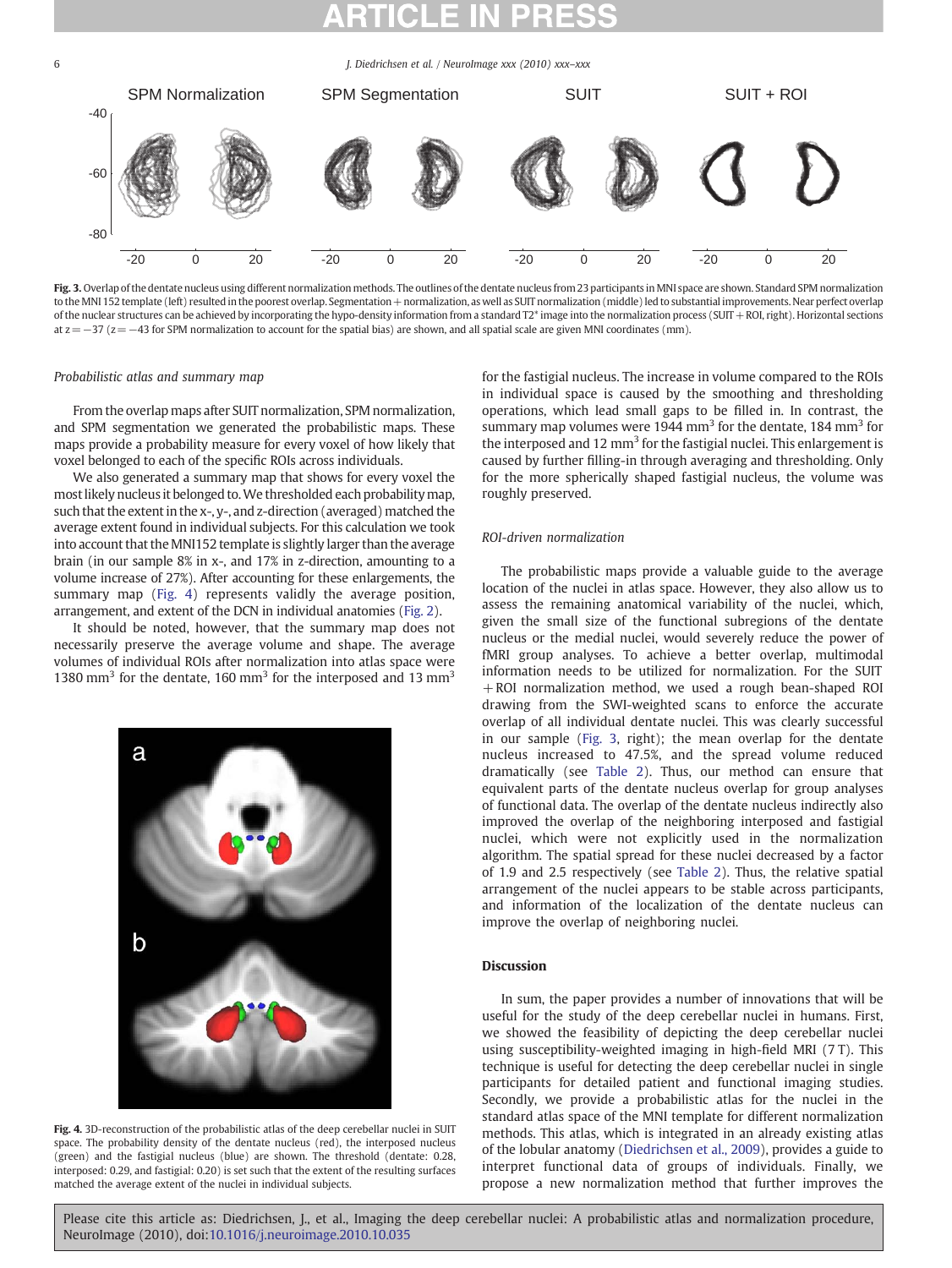**Fig. 3.** Overlap of the dentate nucleus using different normalization methods. The outlines of the dentate nucleus from 23 participants in MNI space are shown. Standard SPM normalization to the MNI 152 template (left) resulted in the poorest overlap. Segmentation + normalization, as well as SUIT normalization (middle) led to substantial improvements. Near perfect overlap of the nuclear structures can be achieved by incorporating the hypo-density information from a standard T2* image into the normalization process (SUIT + ROI, right). Horizontal sections at z = −37 (z = −43 for SPM normalization to account for the spatial bias) are shown, and all spatial scale are given MNI coordinates (mm).

### Probabilistic atlas and summary map

From the overlap maps after SUIT normalization, SPM normalization, and SPM segmentation we generated the probabilistic maps. These maps provide a probability measure for every voxel of how likely that voxel belonged to each of the specific ROIs across individuals.

We also generated a summary map that shows for every voxel the most likely nucleus it belonged to. We thresholded each probability map, such that the extent in the x-, y-, and z-direction (averaged) matched the average extent found in individual subjects. For this calculation we took into account that the MNI152 template is slightly larger than the average brain (in our sample 8% in x-, and 17% in z-direction, amounting to a volume increase of 27%). After accounting for these enlargements, the summary map (Fig. 4) represents validly the average position, arrangement, and extent of the DCN in individual anatomies (Fig. 2).

It should be noted, however, that the summary map does not necessarily preserve the average volume and shape. The average volumes of individual ROIs after normalization into atlas space were 1380 mm$^3$ for the dentate, 160 mm$^3$ for the interposed and 13 mm$^3$ for the fastigial nucleus. The increase in volume compared to the ROIs in individual space is caused by the smoothing and thresholding operations, which lead small gaps to be filled in. In contrast, the summary map volumes were 1944 mm$^3$ for the dentate, 184 mm$^3$ for the interposed and 12 mm$^3$ for the fastigial nuclei. This enlargement is caused by further filling-in through averaging and thresholding. Only for the more spherically shaped fastigial nucleus, the volume was roughly preserved.

**Fig. 4.** 3D-reconstruction of the probabilistic atlas of the deep cerebellar nuclei in SUIT space. The probability density of the dentate nucleus (red), the interposed nucleus (green) and the fastigial nucleus (blue) are shown. The threshold (dentate: 0.28, interposed: 0.29, and fastigial: 0.20) is set such that the extent of the resulting surfaces matched the average extent of the nuclei in individual subjects.

### ROI-driven normalization

The probabilistic maps provide a valuable guide to the average location of the nuclei in atlas space. However, they also allow us to assess the remaining anatomical variability of the nuclei, which, given the small size of the functional subregions of the dentate nucleus or the medial nuclei, would severely reduce the power of fMRI group analyses. To achieve a better overlap, multimodal information needs to be utilized for normalization. For the SUIT + ROI normalization method, we used a rough bean-shaped ROI drawing from the SWI-weighted scans to enforce the accurate overlap of all individual dentate nuclei. This was clearly successful in our sample (Fig. 3, right); the mean overlap for the dentate nucleus increased to 47.5%, and the spread volume reduced dramatically (see Table 2). Thus, our method can ensure that equivalent parts of the dentate nucleus overlap for group analyses of functional data. The overlap of the dentate nucleus indirectly also improved the overlap of the neighboring interposed and fastigial nuclei, which were not explicitly used in the normalization algorithm. The spatial spread for these nuclei decreased by a factor of 1.9 and 2.5 respectively (see Table 2). Thus, the relative spatial arrangement of the nuclei appears to be stable across participants, and information of the localization of the dentate nucleus can improve the overlap of neighboring nuclei.

## Discussion

In sum, the paper provides a number of innovations that will be useful for the study of the deep cerebellar nuclei in humans. First, we showed the feasibility of depicting the deep cerebellar nuclei using susceptibility-weighted imaging in high-field MRI (7 T). This technique is useful for detecting the deep cerebellar nuclei in single participants for detailed patient and functional imaging studies. Secondly, we provide a probabilistic atlas for the nuclei in the standard atlas space of the MNI template for different normalization methods. This atlas, which is integrated in an already existing atlas of the lobular anatomy (Diedrichsen et al., 2009), provides a guide to interpret functional data of groups of individuals. Finally, we propose a new normalization method that further improves the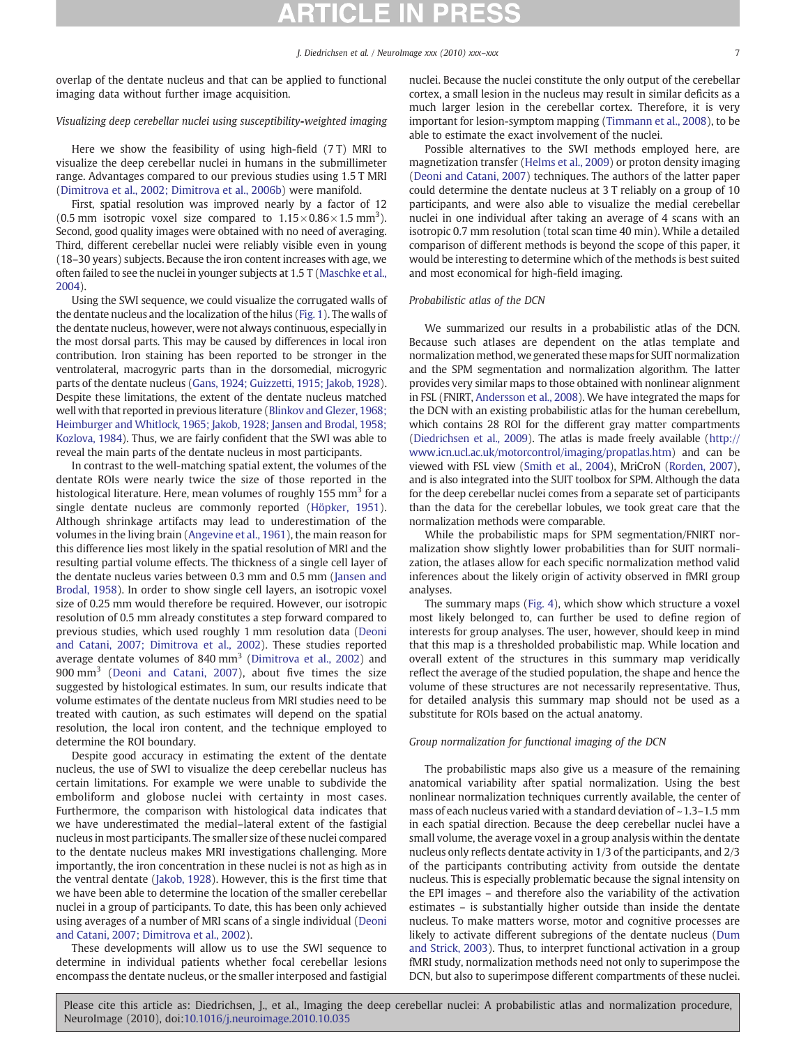overlap of the dentate nucleus and that can be applied to functional imaging data without further image acquisition.

### *Visualizing deep cerebellar nuclei using susceptibility-weighted imaging*

Here we show the feasibility of using high-field (7 T) MRI to visualize the deep cerebellar nuclei in humans in the submillimeter range. Advantages compared to our previous studies using 1.5 T MRI (Dimitrova et al., 2002; Dimitrova et al., 2006b) were manifold.

First, spatial resolution was improved nearly by a factor of 12 (0.5 mm isotropic voxel size compared to $1.15 \times 0.86 \times 1.5$ mm$^3$). Second, good quality images were obtained with no need of averaging. Third, different cerebellar nuclei were reliably visible even in young (18–30 years) subjects. Because the iron content increases with age, we often failed to see the nuclei in younger subjects at 1.5 T (Maschke et al., 2004).

Using the SWI sequence, we could visualize the corrugated walls of the dentate nucleus and the localization of the hilus (Fig. 1). The walls of the dentate nucleus, however, were not always continuous, especially in the most dorsal parts. This may be caused by differences in local iron contribution. Iron staining has been reported to be stronger in the ventrolateral, macrogyric parts than in the dorsomedial, microgyric parts of the dentate nucleus (Gans, 1924; Guizzetti, 1915; Jakob, 1928). Despite these limitations, the extent of the dentate nucleus matched well with that reported in previous literature (Blinkov and Glezer, 1968; Heimburger and Whitlock, 1965; Jakob, 1928; Jansen and Brodal, 1958; Kozlova, 1984). Thus, we are fairly confident that the SWI was able to reveal the main parts of the dentate nucleus in most participants.

In contrast to the well-matching spatial extent, the volumes of the dentate ROIs were nearly twice the size of those reported in the histological literature. Here, mean volumes of roughly 155 mm$^3$ for a single dentate nucleus are commonly reported (Höpker, 1951). Although shrinkage artifacts may lead to underestimation of the volumes in the living brain (Angevine et al., 1961), the main reason for this difference lies most likely in the spatial resolution of MRI and the resulting partial volume effects. The thickness of a single cell layer of the dentate nucleus varies between 0.3 mm and 0.5 mm (Jansen and Brodal, 1958). In order to show single cell layers, an isotropic voxel size of 0.25 mm would therefore be required. However, our isotropic resolution of 0.5 mm already constitutes a step forward compared to previous studies, which used roughly 1 mm resolution data (Deoni and Catani, 2007; Dimitrova et al., 2002). These studies reported average dentate volumes of 840 mm$^3$ (Dimitrova et al., 2002) and 900 mm$^3$ (Deoni and Catani, 2007), about five times the size suggested by histological estimates. In sum, our results indicate that volume estimates of the dentate nucleus from MRI studies need to be treated with caution, as such estimates will depend on the spatial resolution, the local iron content, and the technique employed to determine the ROI boundary.

Despite good accuracy in estimating the extent of the dentate nucleus, the use of SWI to visualize the deep cerebellar nuclei has certain limitations. For example we were unable to subdivide the emboliform and globose nuclei with certainty in most cases. Furthermore, the comparison with histological data indicates that we have underestimated the medial–lateral extent of the fastigial nucleus in most participants. The smaller size of these nuclei compared to the dentate nucleus makes MRI investigations challenging. More importantly, the iron concentration in these nuclei is not as high as in the ventral dentate (Jakob, 1928). However, this is the first time that we have been able to determine the location of the smaller cerebellar nuclei in a group of participants. To date, this has been only achieved using averages of a number of MRI scans of a single individual (Deoni and Catani, 2007; Dimitrova et al., 2002).

These developments will allow us to use the SWI sequence to determine in individual patients whether focal cerebellar lesions encompass the dentate nucleus, or the smaller interposed and fastigial nuclei. Because the nuclei constitute the only output of the cerebellar cortex, a small lesion in the nucleus may result in similar deficits as a much larger lesion in the cerebellar cortex. Therefore, it is very important for lesion-symptom mapping (Timmann et al., 2008), to be able to estimate the exact involvement of the nuclei.

Possible alternatives to the SWI methods employed here, are magnetization transfer (Helms et al., 2009) or proton density imaging (Deoni and Catani, 2007) techniques. The authors of the latter paper could determine the dentate nucleus at 3 T reliably on a group of 10 participants, and were also able to visualize the medial cerebellar nuclei in one individual after taking an average of 4 scans with an isotropic 0.7 mm resolution (total scan time 40 min). While a detailed comparison of different methods is beyond the scope of this paper, it would be interesting to determine which of the methods is best suited and most economical for high-field imaging.

### *Probabilistic atlas of the DCN*

We summarized our results in a probabilistic atlas of the DCN. Because such atlases are dependent on the atlas template and normalization method, we generated these maps for SUIT normalization and the SPM segmentation and normalization algorithm. The latter provides very similar maps to those obtained with nonlinear alignment in FSL (FNIRT, Andersson et al., 2008). We have integrated the maps for the DCN with an existing probabilistic atlas for the human cerebellum, which contains 28 ROI for the different gray matter compartments (Diedrichsen et al., 2009). The atlas is made freely available (http://www.icn.ucl.ac.uk/motorcontrol/imaging/propatlas.htm) and can be viewed with FSL view (Smith et al., 2004), MriCroN (Rorden, 2007), and is also integrated into the SUIT toolbox for SPM. Although the data for the deep cerebellar nuclei comes from a separate set of participants than the data for the cerebellar lobules, we took great care that the normalization methods were comparable.

While the probabilistic maps for SPM segmentation/FNIRT normalization show slightly lower probabilities than for SUIT normalization, the atlases allow for each specific normalization method valid inferences about the likely origin of activity observed in fMRI group analyses.

The summary maps (Fig. 4), which show which structure a voxel most likely belonged to, can further be used to define region of interests for group analyses. The user, however, should keep in mind that this map is a thresholded probabilistic map. While location and overall extent of the structures in this summary map veridically reflect the average of the studied population, the shape and hence the volume of these structures are not necessarily representative. Thus, for detailed analysis this summary map should not be used as a substitute for ROIs based on the actual anatomy.

### *Group normalization for functional imaging of the DCN*

The probabilistic maps also give us a measure of the remaining anatomical variability after spatial normalization. Using the best nonlinear normalization techniques currently available, the center of mass of each nucleus varied with a standard deviation of ~1.3–1.5 mm in each spatial direction. Because the deep cerebellar nuclei have a small volume, the average voxel in a group analysis within the dentate nucleus only reflects dentate activity in 1/3 of the participants, and 2/3 of the participants contributing activity from outside the dentate nucleus. This is especially problematic because the signal intensity on the EPI images – and therefore also the variability of the activation estimates – is substantially higher outside than inside the dentate nucleus. To make matters worse, motor and cognitive processes are likely to activate different subregions of the dentate nucleus (Dum and Strick, 2003). Thus, to interpret functional activation in a group fMRI study, normalization methods need not only to superimpose the DCN, but also to superimpose different compartments of these nuclei.

Please cite this article as: Diedrichsen, J., et al., Imaging the deep cerebellar nuclei: A probabilistic atlas and normalization procedure, NeuroImage (2010), doi:10.1016/j.neuroimage.2010.10.035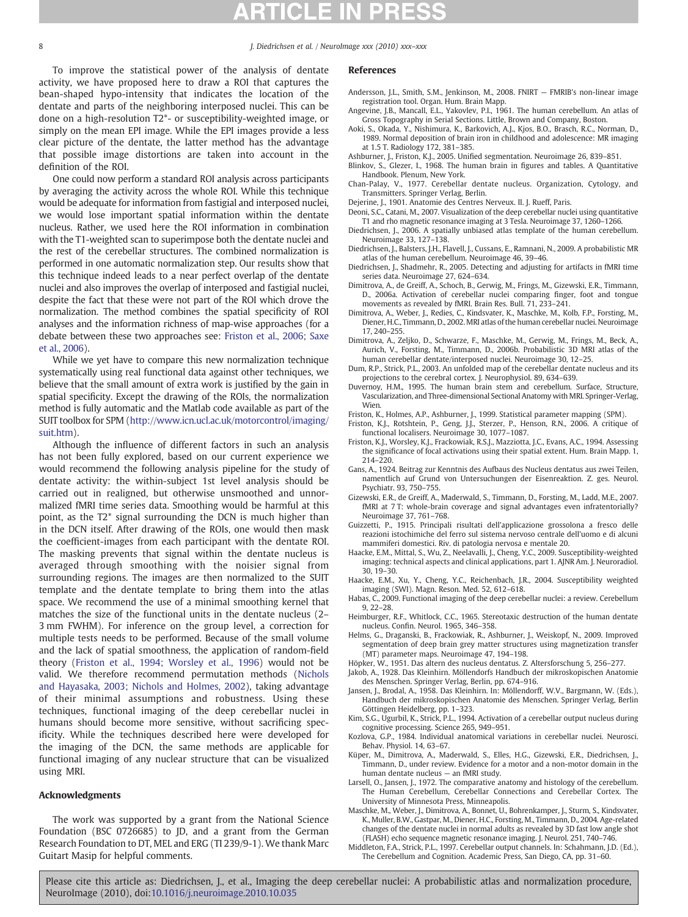To improve the statistical power of the analysis of dentate activity, we have proposed here to draw a ROI that captures the bean-shaped hypo-intensity that indicates the location of the dentate and parts of the neighboring interposed nuclei. This can be done on a high-resolution T2*- or susceptibility-weighted image, or simply on the mean EPI image. While the EPI images provide a less clear picture of the dentate, the latter method has the advantage that possible image distortions are taken into account in the definition of the ROI.

One could now perform a standard ROI analysis across participants by averaging the activity across the whole ROI. While this technique would be adequate for information from fastigial and interposed nuclei, we would lose important spatial information within the dentate nucleus. Rather, we used here the ROI information in combination with the T1-weighted scan to superimpose both the dentate nuclei and the rest of the cerebellar structures. The combined normalization is performed in one automatic normalization step. Our results show that this technique indeed leads to a near perfect overlap of the dentate nuclei and also improves the overlap of interposed and fastigial nuclei, despite the fact that these were not part of the ROI which drove the normalization. The method combines the spatial specificity of ROI analyses and the information richness of map-wise approaches (for a debate between these two approaches see: Friston et al., 2006; Saxe et al., 2006).

While we yet have to compare this new normalization technique systematically using real functional data against other techniques, we believe that the small amount of extra work is justified by the gain in spatial specificity. Except the drawing of the ROIs, the normalization method is fully automatic and the Matlab code available as part of the SUIT toolbox for SPM (http://www.icn.ucl.ac.uk/motorcontrol/imaging/suit.htm).

Although the influence of different factors in such an analysis has not been fully explored, based on our current experience we would recommend the following analysis pipeline for the study of dentate activity: the within-subject 1st level analysis should be carried out in realigned, but otherwise unsmoothed and unnormalized fMRI time series data. Smoothing would be harmful at this point, as the T2* signal surrounding the DCN is much higher than in the DCN itself. After drawing of the ROIs, one would then mask the coefficient-images from each participant with the dentate ROI. The masking prevents that signal within the dentate nucleus is averaged through smoothing with the noisier signal from surrounding regions. The images are then normalized to the SUIT template and the dentate template to bring them into the atlas space. We recommend the use of a minimal smoothing kernel that matches the size of the functional units in the dentate nucleus (2–3 mm FWHM). For inference on the group level, a correction for multiple tests needs to be performed. Because of the small volume and the lack of spatial smoothness, the application of random-field theory (Friston et al., 1994; Worsley et al., 1996) would not be valid. We therefore recommend permutation methods (Nichols and Hayasaka, 2003; Nichols and Holmes, 2002), taking advantage of their minimal assumptions and robustness. Using these techniques, functional imaging of the deep cerebellar nuclei in humans should become more sensitive, without sacrificing specificity. While the techniques described here were developed for the imaging of the DCN, the same methods are applicable for functional imaging of any nuclear structure that can be visualized using MRI.

## Acknowledgments

The work was supported by a grant from the National Science Foundation (BSC 0726685) to JD, and a grant from the German Research Foundation to DT, MEL and ERG (TI 239/9-1). We thank Marc Guitart Masip for helpful comments.

## References

Andersson, J.L., Smith, S.M., Jenkinson, M., 2008. FNIRT — FMRIB's non-linear image registration tool. Organ. Hum. Brain Mapp.

Angevine, J.B., Mancall, E.L., Yakovlev, P.I., 1961. The human cerebellum. An atlas of Gross Topography in Serial Sections. Little, Brown and Company, Boston.

Aoki, S., Okada, Y., Nishimura, K., Barkovich, A.J., Kjos, B.O., Brasch, R.C., Norman, D., 1989. Normal deposition of brain iron in childhood and adolescence: MR imaging at 1.5 T. Radiology 172, 381–385.

Ashburner, J., Friston, K.J., 2005. Unified segmentation. Neuroimage 26, 839–851.

Blinkov, S., Glezer, I., 1968. The human brain in figures and tables. A Quantitative Handbook. Plenum, New York.

Chan-Palay, V., 1977. Cerebellar dentate nucleus. Organization, Cytology, and Transmitters. Springer Verlag, Berlin.

Dejerine, J., 1901. Anatomie des Centres Nerveux. II. J. Rueff, Paris.

Deoni, S.C., Catani, M., 2007. Visualization of the deep cerebellar nuclei using quantitative T1 and rho magnetic resonance imaging at 3 Tesla. Neuroimage 37, 1260–1266.

Diedrichsen, J., 2006. A spatially unbiased atlas template of the human cerebellum. Neuroimage 33, 127–138.

Diedrichsen, J., Balsters, J.H., Flavell, J., Cussans, E., Ramnani, N., 2009. A probabilistic MR atlas of the human cerebellum. Neuroimage 46, 39–46.

Diedrichsen, J., Shadmehr, R., 2005. Detecting and adjusting for artifacts in fMRI time series data. Neuroimage 27, 624–634.

Dimitrova, A., de Greiff, A., Schoch, B., Gerwig, M., Frings, M., Gizewski, E.R., Timmann, D., 2006a. Activation of cerebellar nuclei comparing finger, foot and tongue movements as revealed by fMRI. Brain Res. Bull. 71, 233–241.

Dimitrova, A., Weber, J., Redies, C., Kindsvater, K., Maschke, M., Kolb, F.P., Forsting, M., Diener, H.C., Timmann, D., 2002. MRI atlas of the human cerebellar nuclei. Neuroimage 17, 240–255.

Dimitrova, A., Zeljko, D., Schwarze, F., Maschke, M., Gerwig, M., Frings, M., Beck, A., Aurich, V., Forsting, M., Timmann, D., 2006b. Probabilistic 3D MRI atlas of the human cerebellar dentate/interposed nuclei. Neuroimage 30, 12–25.

Dum, R.P., Strick, P.L., 2003. An unfolded map of the cerebellar dentate nucleus and its projections to the cerebral cortex. J. Neurophysiol. 89, 634–639.

Duvernoy, H.M., 1995. The human brain stem and cerebellum. Surface, Structure, Vascularization, and Three-dimensional Sectional Anatomy with MRI. Springer-Verlag, Wien.

Friston, K., Holmes, A.P., Ashburner, J., 1999. Statistical parameter mapping (SPM).

Friston, K.J., Rotshtein, P., Geng, J.J., Sterzer, P., Henson, R.N., 2006. A critique of functional localisers. Neuroimage 30, 1077–1087.

Friston, K.J., Worsley, K.J., Frackowiak, R.S.J., Mazziotta, J.C., Evans, A.C., 1994. Assessing the significance of focal activations using their spatial extent. Hum. Brain Mapp. 1, 214–220.

Gans, A., 1924. Beitrag zur Kenntnis des Aufbaus des Nucleus dentatus aus zwei Teilen, namentlich auf Grund von Untersuchungen der Eisenreaktion. Z. ges. Neurol. Psychiatr. 93, 750–755.

Gizewski, E.R., de Greiff, A., Maderwald, S., Timmann, D., Forsting, M., Ladd, M.E., 2007. fMRI at 7 T: whole-brain coverage and signal advantages even infratentorially? Neuroimage 37, 761–768.

Guizzetti, P., 1915. Principali risultati dell'applicazione grossolona a fresco delle reazioni istochimiche del ferro sul sistema nervoso centrale dell'uomo e di alcuni mammiferi domestici. Riv. di patologia nervosa e mentale 20.

Haacke, E.M., Mittal, S., Wu, Z., Neelavalli, J., Cheng, Y.C., 2009. Susceptibility-weighted imaging: technical aspects and clinical applications, part 1. AJNR Am. J. Neuroradiol. 30, 19–30.

Haacke, E.M., Xu, Y., Cheng, Y.C., Reichenbach, J.R., 2004. Susceptibility weighted imaging (SWI). Magn. Reson. Med. 52, 612–618.

Habas, C., 2009. Functional imaging of the deep cerebellar nuclei: a review. Cerebellum 9, 22–28.

Heimburger, R.F., Whitlock, C.C., 1965. Stereotaxic destruction of the human dentate nucleus. Confin. Neurol. 1965, 346–358.

Helms, G., Draganski, B., Frackowiak, R., Ashburner, J., Weiskopf, N., 2009. Improved segmentation of deep brain grey matter structures using magnetization transfer (MT) parameter maps. Neuroimage 47, 194–198.

Höpker, W., 1951. Das altern des nucleus dentatus. Z. Altersforschung 5, 256–277.

Jakob, A., 1928. Das Kleinhirn. Möllendorfs Handbuch der mikroskopischen Anatomie des Menschen. Springer Verlag, Berlin, pp. 674–916.

Jansen, J., Brodal, A., 1958. Das Kleinhirn. In: Möllendorff, W.V., Bargmann, W. (Eds.), Handbuch der mikroskopischen Anatomie des Menschen. Springer Verlag, Berlin Göttingen Heidelberg, pp. 1–323.

Kim, S.G., Ugurbil, K., Strick, P.L., 1994. Activation of a cerebellar output nucleus during cognitive processing. Science 265, 949–951.

Kozlova, G.P., 1984. Individual anatomical variations in cerebellar nuclei. Neurosci. Behav. Physiol. 14, 63–67.

Küper, M., Dimitrova, A., Maderwald, S., Elles, H.G., Gizewski, E.R., Diedrichsen, J., Timmann, D., under review. Evidence for a motor and a non-motor domain in the human dentate nucleus — an fMRI study.

Larsell, O., Jansen, J., 1972. The comparative anatomy and histology of the cerebellum. The Human Cerebellum, Cerebellar Connections and Cerebellar Cortex. The University of Minnesota Press, Minneapolis.

Maschke, M., Weber, J., Dimitrova, A., Bonnet, U., Bohrenkamper, J., Sturm, S., Kindsvater, K., Muller, B.W., Gastpar, M., Diener, H.C., Forsting, M., Timmann, D., 2004. Age-related changes of the dentate nuclei in normal adults as revealed by 3D fast low angle shot (FLASH) echo sequence magnetic resonance imaging. J. Neurol. 251, 740–746.

Middleton, F.A., Strick, P.L., 1997. Cerebellar output channels. In: Schahmann, J.D. (Ed.), The Cerebellum and Cognition. Academic Press, San Diego, CA, pp. 31–60.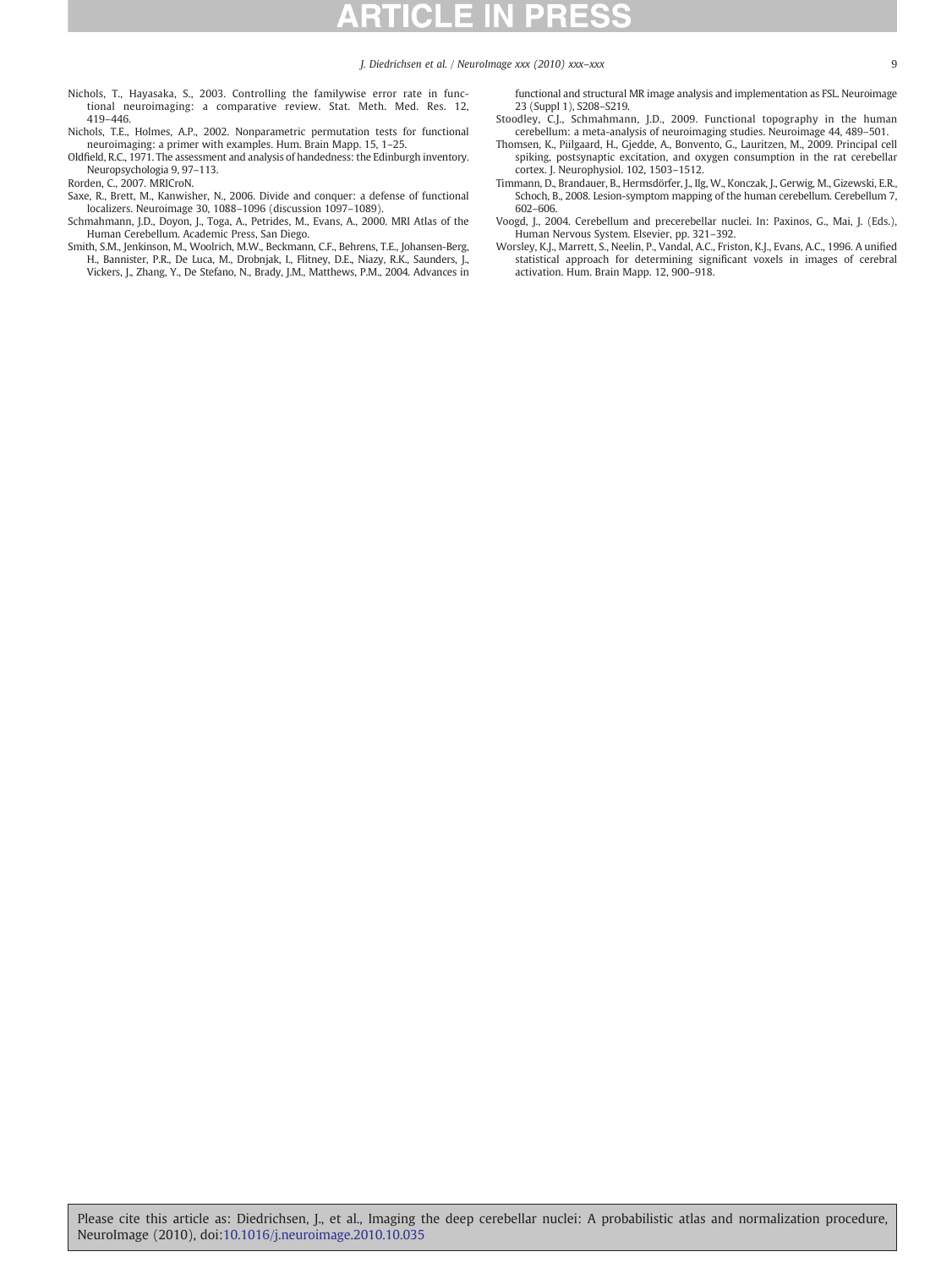Nichols, T., Hayasaka, S., 2003. Controlling the familywise error rate in functional neuroimaging: a comparative review. Stat. Meth. Med. Res. 12, 419–446.

Nichols, T.E., Holmes, A.P., 2002. Nonparametric permutation tests for functional neuroimaging: a primer with examples. Hum. Brain Mapp. 15, 1–25.

Oldfield, R.C., 1971. The assessment and analysis of handedness: the Edinburgh inventory. Neuropsychologia 9, 97–113.

Rorden, C., 2007. MRICroN.

Saxe, R., Brett, M., Kanwisher, N., 2006. Divide and conquer: a defense of functional localizers. Neuroimage 30, 1088–1096 (discussion 1097–1089).

Schmahmann, J.D., Doyon, J., Toga, A., Petrides, M., Evans, A., 2000. MRI Atlas of the Human Cerebellum. Academic Press, San Diego.

Smith, S.M., Jenkinson, M., Woolrich, M.W., Beckmann, C.F., Behrens, T.E., Johansen-Berg, H., Bannister, P.R., De Luca, M., Drobnjak, I., Flitney, D.E., Niazy, R.K., Saunders, J., Vickers, J., Zhang, Y., De Stefano, N., Brady, J.M., Matthews, P.M., 2004. Advances in functional and structural MR image analysis and implementation as FSL. Neuroimage 23 (Suppl 1), S208–S219.

Stoodley, C.J., Schmahmann, J.D., 2009. Functional topography in the human cerebellum: a meta-analysis of neuroimaging studies. Neuroimage 44, 489–501.

Thomsen, K., Piilgaard, H., Gjedde, A., Bonvento, G., Lauritzen, M., 2009. Principal cell spiking, postsynaptic excitation, and oxygen consumption in the rat cerebellar cortex. J. Neurophysiol. 102, 1503–1512.

Timmann, D., Brandauer, B., Hermsdörfer, J., Ilg, W., Konczak, J., Gerwig, M., Gizewski, E.R., Schoch, B., 2008. Lesion-symptom mapping of the human cerebellum. Cerebellum 7, 602–606.

Voogd, J., 2004. Cerebellum and precerebellar nuclei. In: Paxinos, G., Mai, J. (Eds.), Human Nervous System. Elsevier, pp. 321–392.

Worsley, K.J., Marrett, S., Neelin, P., Vandal, A.C., Friston, K.J., Evans, A.C., 1996. A unified statistical approach for determining significant voxels in images of cerebral activation. Hum. Brain Mapp. 12, 900–918.